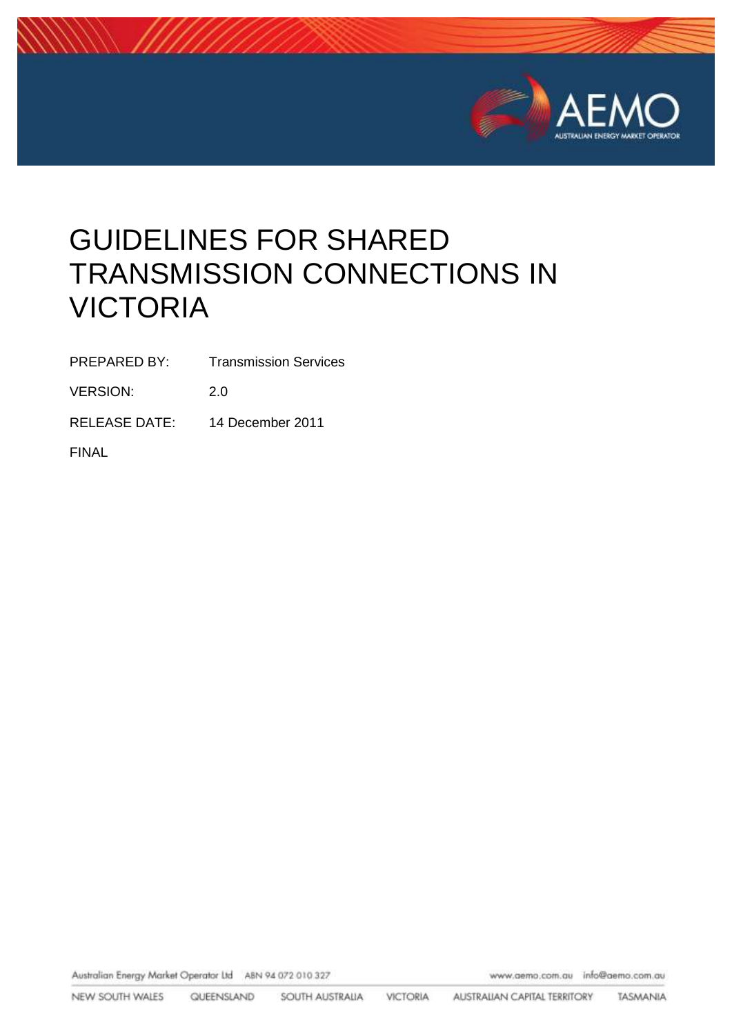# GUIDELINES FOR SHARED TRANSMISSION CONNECTIONS IN VICTORIA

| | |
|---|---|
| PREPARED BY: | Transmission Services |
| VERSION: | 2.0 |
| RELEASE DATE: | 14 December 2011 |

FINAL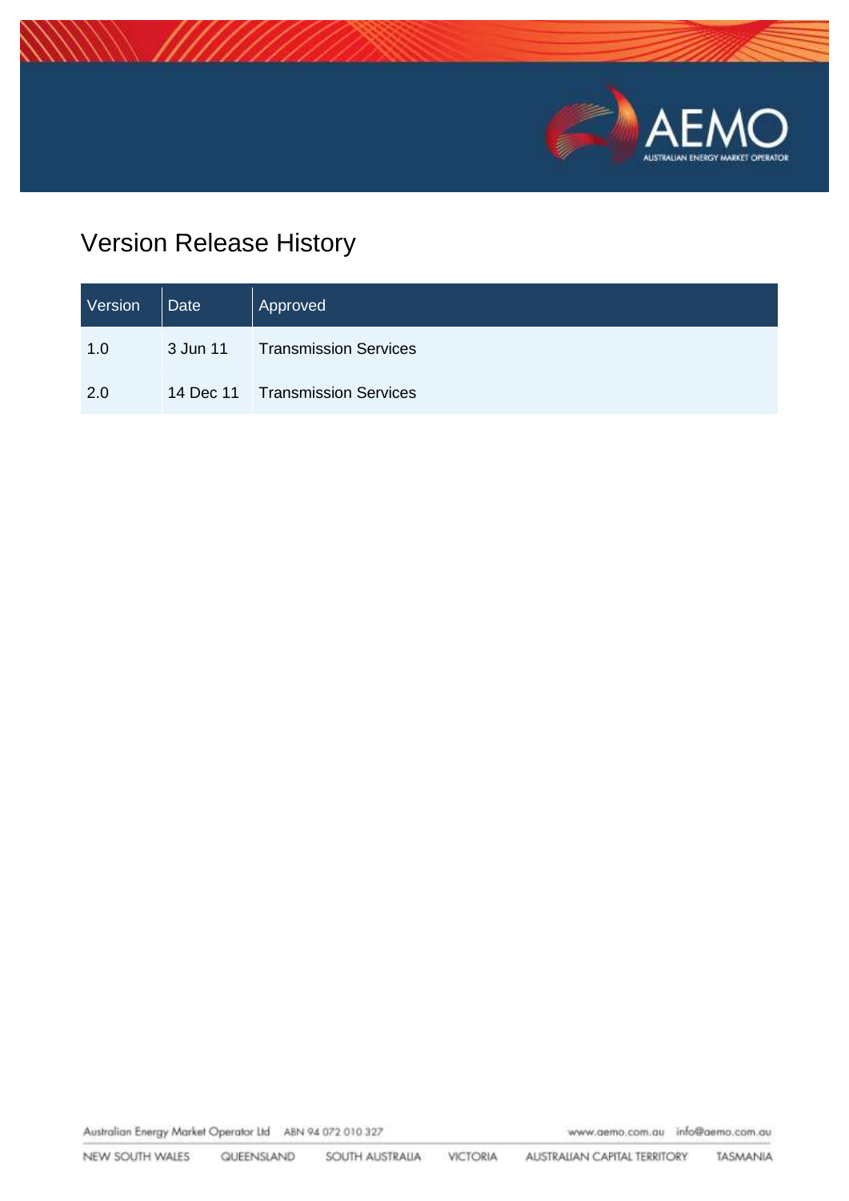# Version Release History

| Version | Date | Approved |
|---|---|---|
| 1.0 | 3 Jun 11 | Transmission Services |
| 2.0 | 14 Dec 11 | Transmission Services |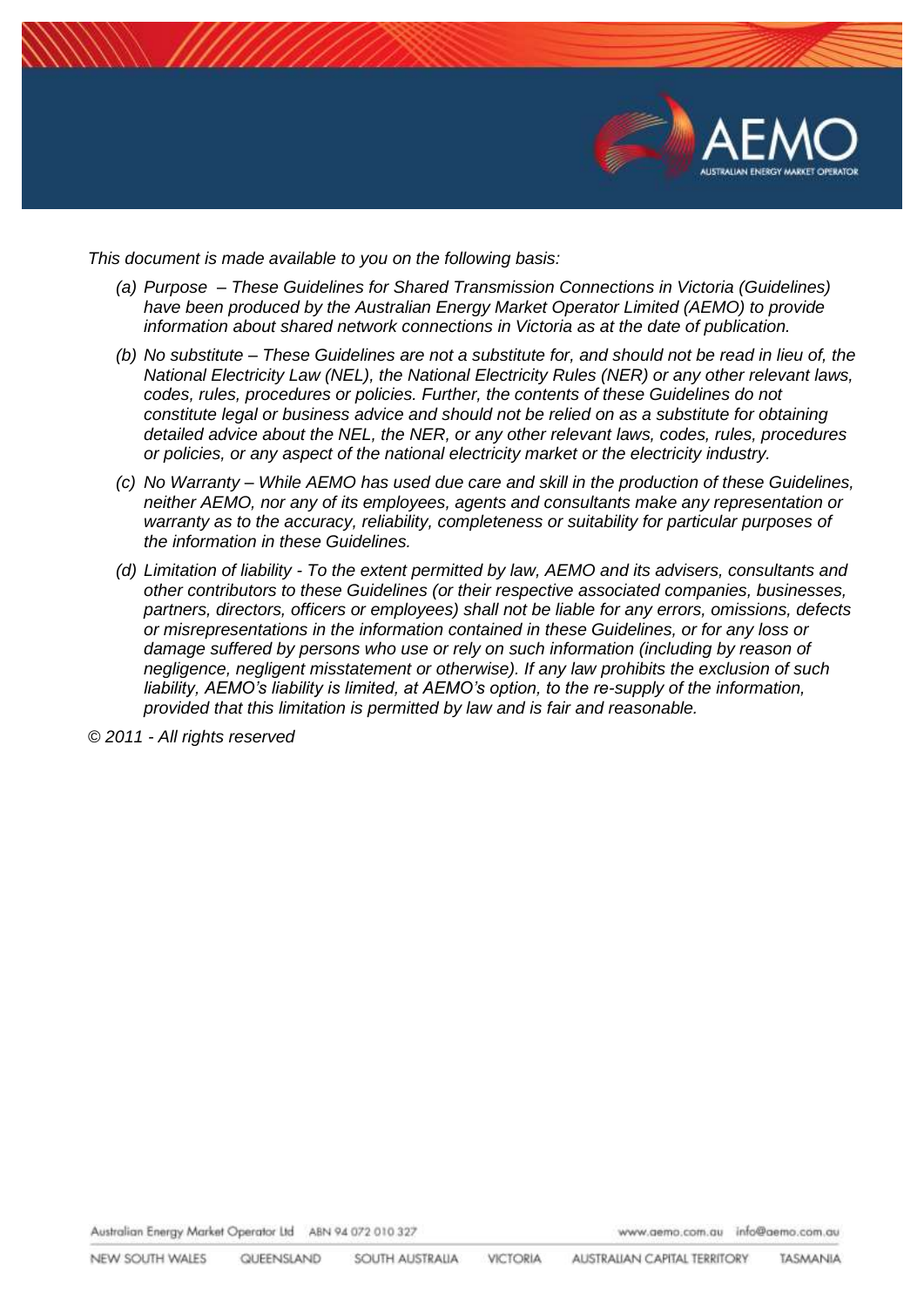*This document is made available to you on the following basis:*

- *(a) Purpose – These Guidelines for Shared Transmission Connections in Victoria (Guidelines) have been produced by the Australian Energy Market Operator Limited (AEMO) to provide information about shared network connections in Victoria as at the date of publication.*
- *(b) No substitute – These Guidelines are not a substitute for, and should not be read in lieu of, the National Electricity Law (NEL), the National Electricity Rules (NER) or any other relevant laws, codes, rules, procedures or policies. Further, the contents of these Guidelines do not constitute legal or business advice and should not be relied on as a substitute for obtaining detailed advice about the NEL, the NER, or any other relevant laws, codes, rules, procedures or policies, or any aspect of the national electricity market or the electricity industry.*
- *(c) No Warranty – While AEMO has used due care and skill in the production of these Guidelines, neither AEMO, nor any of its employees, agents and consultants make any representation or warranty as to the accuracy, reliability, completeness or suitability for particular purposes of the information in these Guidelines.*
- *(d) Limitation of liability - To the extent permitted by law, AEMO and its advisers, consultants and other contributors to these Guidelines (or their respective associated companies, businesses, partners, directors, officers or employees) shall not be liable for any errors, omissions, defects or misrepresentations in the information contained in these Guidelines, or for any loss or damage suffered by persons who use or rely on such information (including by reason of negligence, negligent misstatement or otherwise). If any law prohibits the exclusion of such liability, AEMO's liability is limited, at AEMO's option, to the re-supply of the information, provided that this limitation is permitted by law and is fair and reasonable.*

*© 2011 - All rights reserved*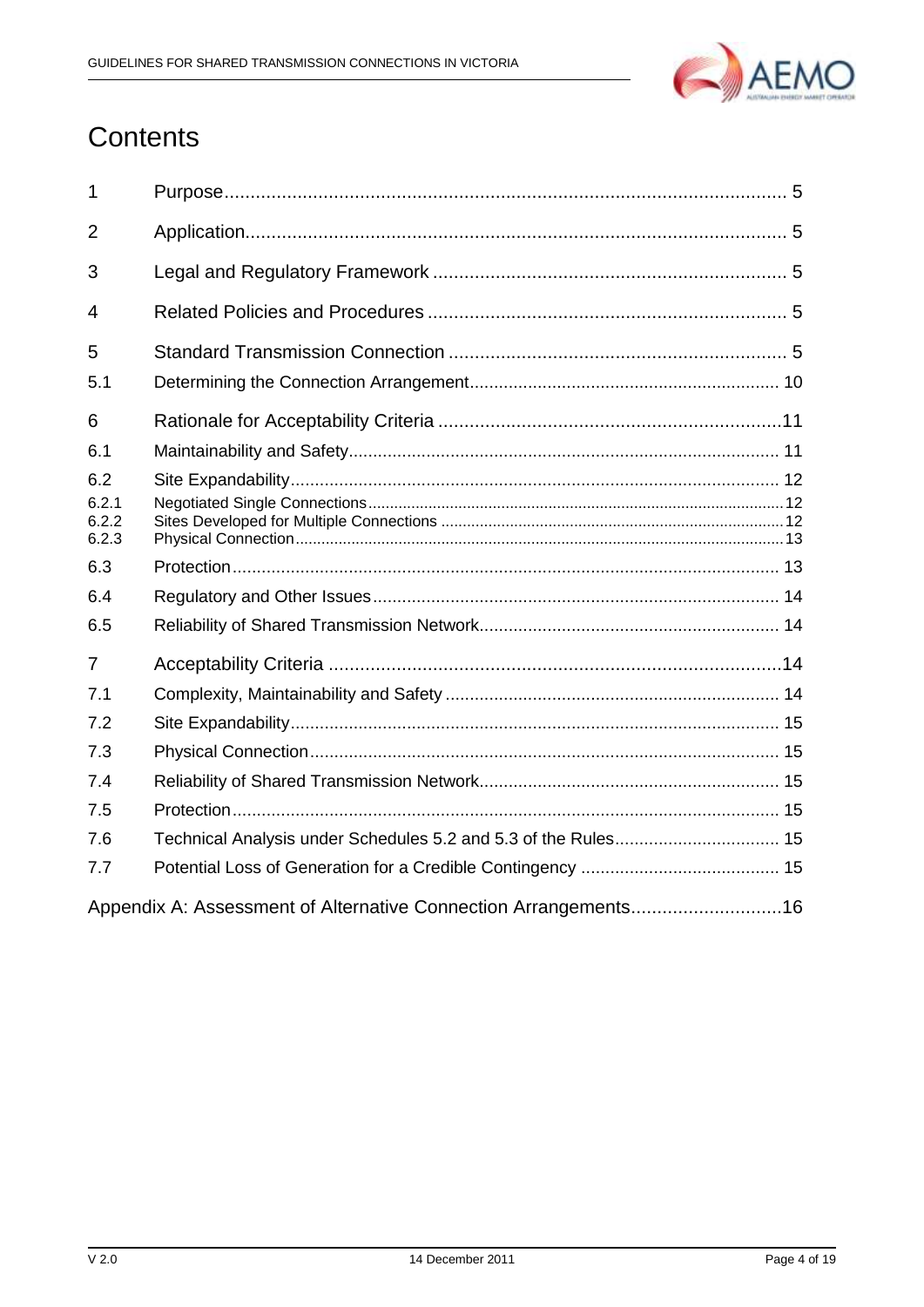# Contents

| | | |
|---|---|---|
| 1 | Purpose | 5 |
| 2 | Application | 5 |
| 3 | Legal and Regulatory Framework | 5 |
| 4 | Related Policies and Procedures | 5 |
| 5 | Standard Transmission Connection | 5 |
| 5.1 | Determining the Connection Arrangement | 10 |
| 6 | Rationale for Acceptability Criteria | 11 |
| 6.1 | Maintainability and Safety | 11 |
| 6.2 | Site Expandability | 12 |
| 6.2.1 | Negotiated Single Connections | 12 |
| 6.2.2 | Sites Developed for Multiple Connections | 12 |
| 6.2.3 | Physical Connection | 13 |
| 6.3 | Protection | 13 |
| 6.4 | Regulatory and Other Issues | 14 |
| 6.5 | Reliability of Shared Transmission Network | 14 |
| 7 | Acceptability Criteria | 14 |
| 7.1 | Complexity, Maintainability and Safety | 14 |
| 7.2 | Site Expandability | 15 |
| 7.3 | Physical Connection | 15 |
| 7.4 | Reliability of Shared Transmission Network | 15 |
| 7.5 | Protection | 15 |
| 7.6 | Technical Analysis under Schedules 5.2 and 5.3 of the Rules | 15 |
| 7.7 | Potential Loss of Generation for a Credible Contingency | 15 |
| Appendix A: | Assessment of Alternative Connection Arrangements | 16 |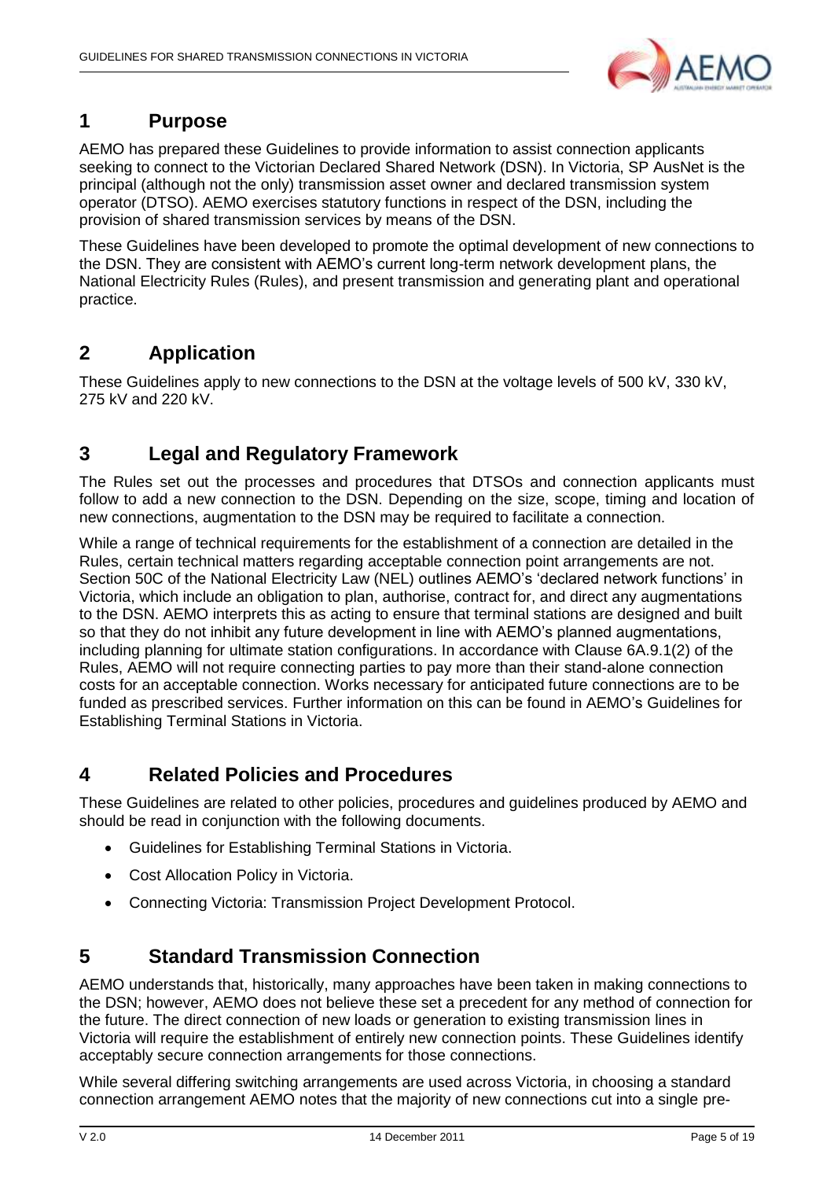# 1 Purpose

AEMO has prepared these Guidelines to provide information to assist connection applicants seeking to connect to the Victorian Declared Shared Network (DSN). In Victoria, SP AusNet is the principal (although not the only) transmission asset owner and declared transmission system operator (DTSO). AEMO exercises statutory functions in respect of the DSN, including the provision of shared transmission services by means of the DSN.

These Guidelines have been developed to promote the optimal development of new connections to the DSN. They are consistent with AEMO's current long-term network development plans, the National Electricity Rules (Rules), and present transmission and generating plant and operational practice.

# 2 Application

These Guidelines apply to new connections to the DSN at the voltage levels of 500 kV, 330 kV, 275 kV and 220 kV.

# 3 Legal and Regulatory Framework

The Rules set out the processes and procedures that DTSOs and connection applicants must follow to add a new connection to the DSN. Depending on the size, scope, timing and location of new connections, augmentation to the DSN may be required to facilitate a connection.

While a range of technical requirements for the establishment of a connection are detailed in the Rules, certain technical matters regarding acceptable connection point arrangements are not. Section 50C of the National Electricity Law (NEL) outlines AEMO's 'declared network functions' in Victoria, which include an obligation to plan, authorise, contract for, and direct any augmentations to the DSN. AEMO interprets this as acting to ensure that terminal stations are designed and built so that they do not inhibit any future development in line with AEMO's planned augmentations, including planning for ultimate station configurations. In accordance with Clause 6A.9.1(2) of the Rules, AEMO will not require connecting parties to pay more than their stand-alone connection costs for an acceptable connection. Works necessary for anticipated future connections are to be funded as prescribed services. Further information on this can be found in AEMO's Guidelines for Establishing Terminal Stations in Victoria.

# 4 Related Policies and Procedures

These Guidelines are related to other policies, procedures and guidelines produced by AEMO and should be read in conjunction with the following documents.

- Guidelines for Establishing Terminal Stations in Victoria.
- Cost Allocation Policy in Victoria.
- Connecting Victoria: Transmission Project Development Protocol.

# 5 Standard Transmission Connection

AEMO understands that, historically, many approaches have been taken in making connections to the DSN; however, AEMO does not believe these set a precedent for any method of connection for the future. The direct connection of new loads or generation to existing transmission lines in Victoria will require the establishment of entirely new connection points. These Guidelines identify acceptably secure connection arrangements for those connections.

While several differing switching arrangements are used across Victoria, in choosing a standard connection arrangement AEMO notes that the majority of new connections cut into a single pre-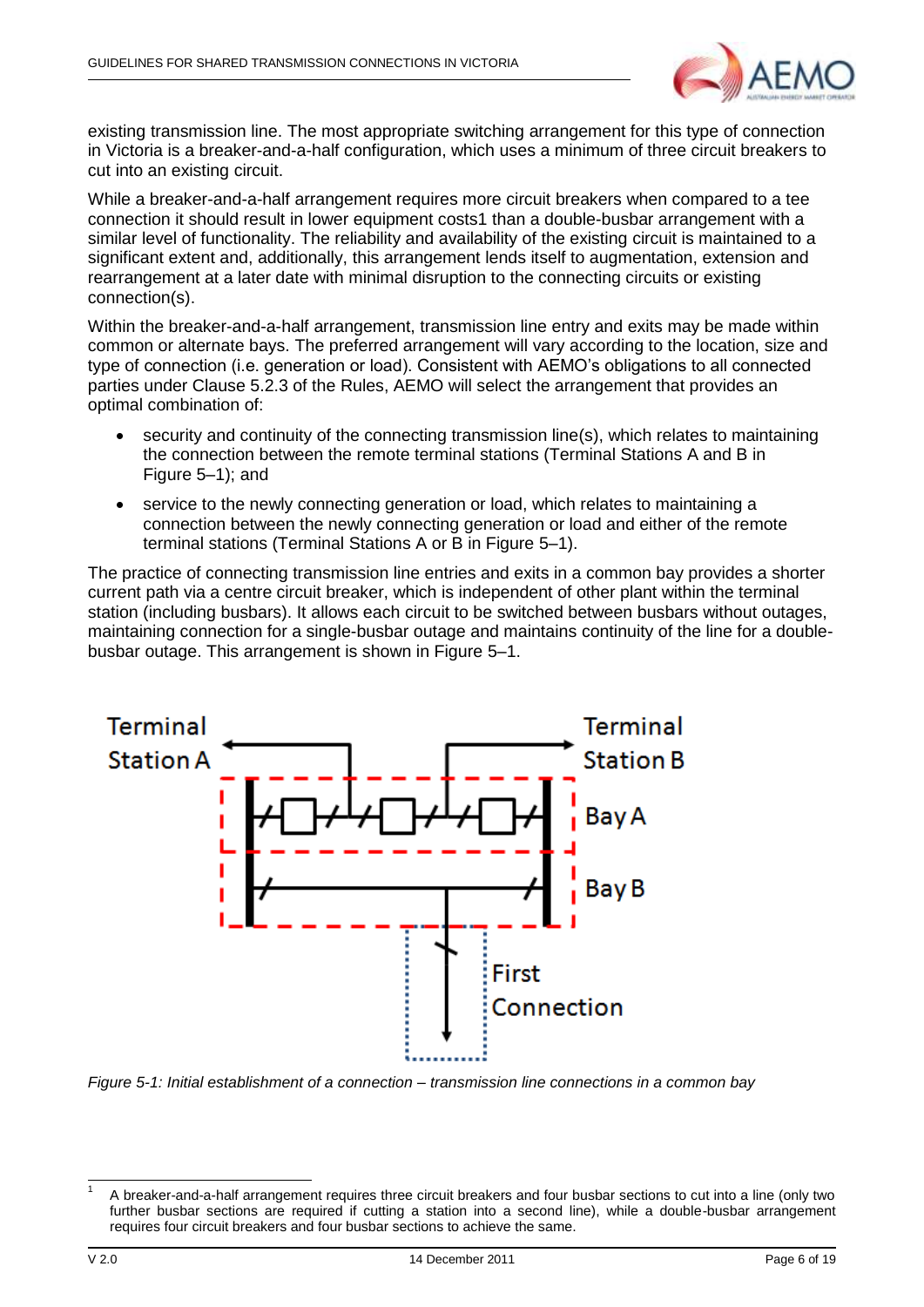existing transmission line. The most appropriate switching arrangement for this type of connection in Victoria is a breaker-and-a-half configuration, which uses a minimum of three circuit breakers to cut into an existing circuit.

While a breaker-and-a-half arrangement requires more circuit breakers when compared to a tee connection it should result in lower equipment costs1 than a double-busbar arrangement with a similar level of functionality. The reliability and availability of the existing circuit is maintained to a significant extent and, additionally, this arrangement lends itself to augmentation, extension and rearrangement at a later date with minimal disruption to the connecting circuits or existing connection(s).

Within the breaker-and-a-half arrangement, transmission line entry and exits may be made within common or alternate bays. The preferred arrangement will vary according to the location, size and type of connection (i.e. generation or load). Consistent with AEMO's obligations to all connected parties under Clause 5.2.3 of the Rules, AEMO will select the arrangement that provides an optimal combination of:

- security and continuity of the connecting transmission line(s), which relates to maintaining the connection between the remote terminal stations (Terminal Stations A and B in Figure 5–1); and
- service to the newly connecting generation or load, which relates to maintaining a connection between the newly connecting generation or load and either of the remote terminal stations (Terminal Stations A or B in Figure 5–1).

The practice of connecting transmission line entries and exits in a common bay provides a shorter current path via a centre circuit breaker, which is independent of other plant within the terminal station (including busbars). It allows each circuit to be switched between busbars without outages, maintaining connection for a single-busbar outage and maintains continuity of the line for a double-busbar outage. This arrangement is shown in Figure 5–1.

Terminal Station A | Terminal Station B | Bay A | Bay B | First Connection

*Figure 5-1: Initial establishment of a connection – transmission line connections in a common bay*

---

[1] A breaker-and-a-half arrangement requires three circuit breakers and four busbar sections to cut into a line (only two further busbar sections are required if cutting a station into a second line), while a double-busbar arrangement requires four circuit breakers and four busbar sections to achieve the same.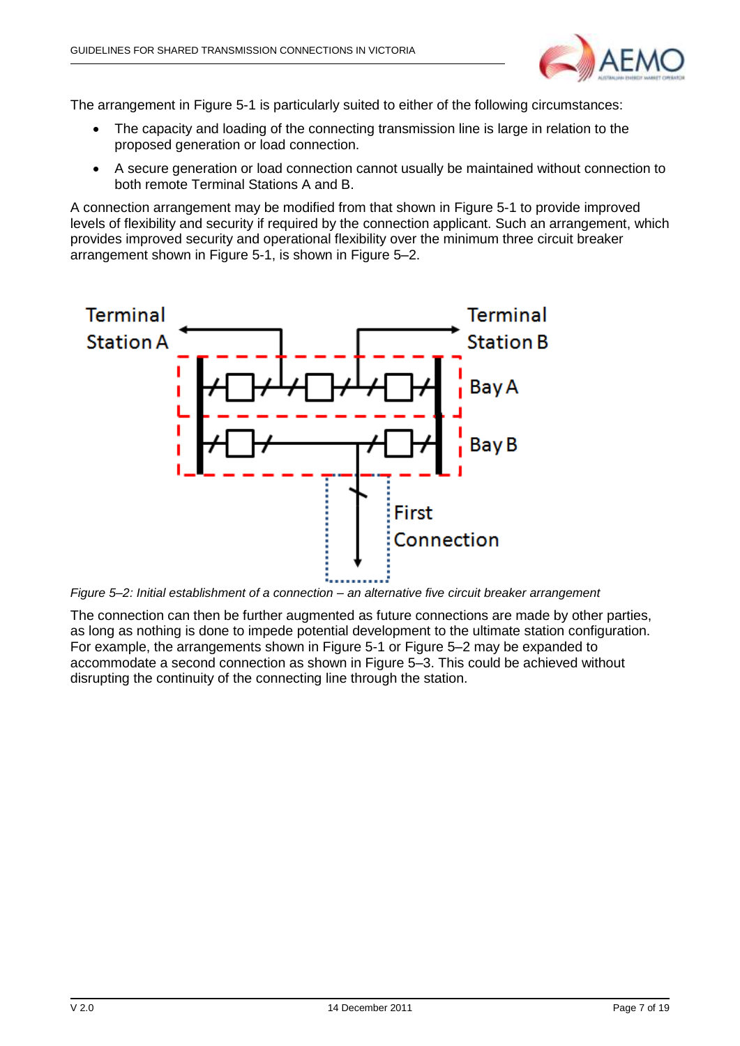The arrangement in Figure 5-1 is particularly suited to either of the following circumstances:

- The capacity and loading of the connecting transmission line is large in relation to the proposed generation or load connection.
- A secure generation or load connection cannot usually be maintained without connection to both remote Terminal Stations A and B.

A connection arrangement may be modified from that shown in Figure 5-1 to provide improved levels of flexibility and security if required by the connection applicant. Such an arrangement, which provides improved security and operational flexibility over the minimum three circuit breaker arrangement shown in Figure 5-1, is shown in Figure 5–2.

*Figure 5–2: Initial establishment of a connection – an alternative five circuit breaker arrangement*

The connection can then be further augmented as future connections are made by other parties, as long as nothing is done to impede potential development to the ultimate station configuration. For example, the arrangements shown in Figure 5-1 or Figure 5–2 may be expanded to accommodate a second connection as shown in Figure 5–3. This could be achieved without disrupting the continuity of the connecting line through the station.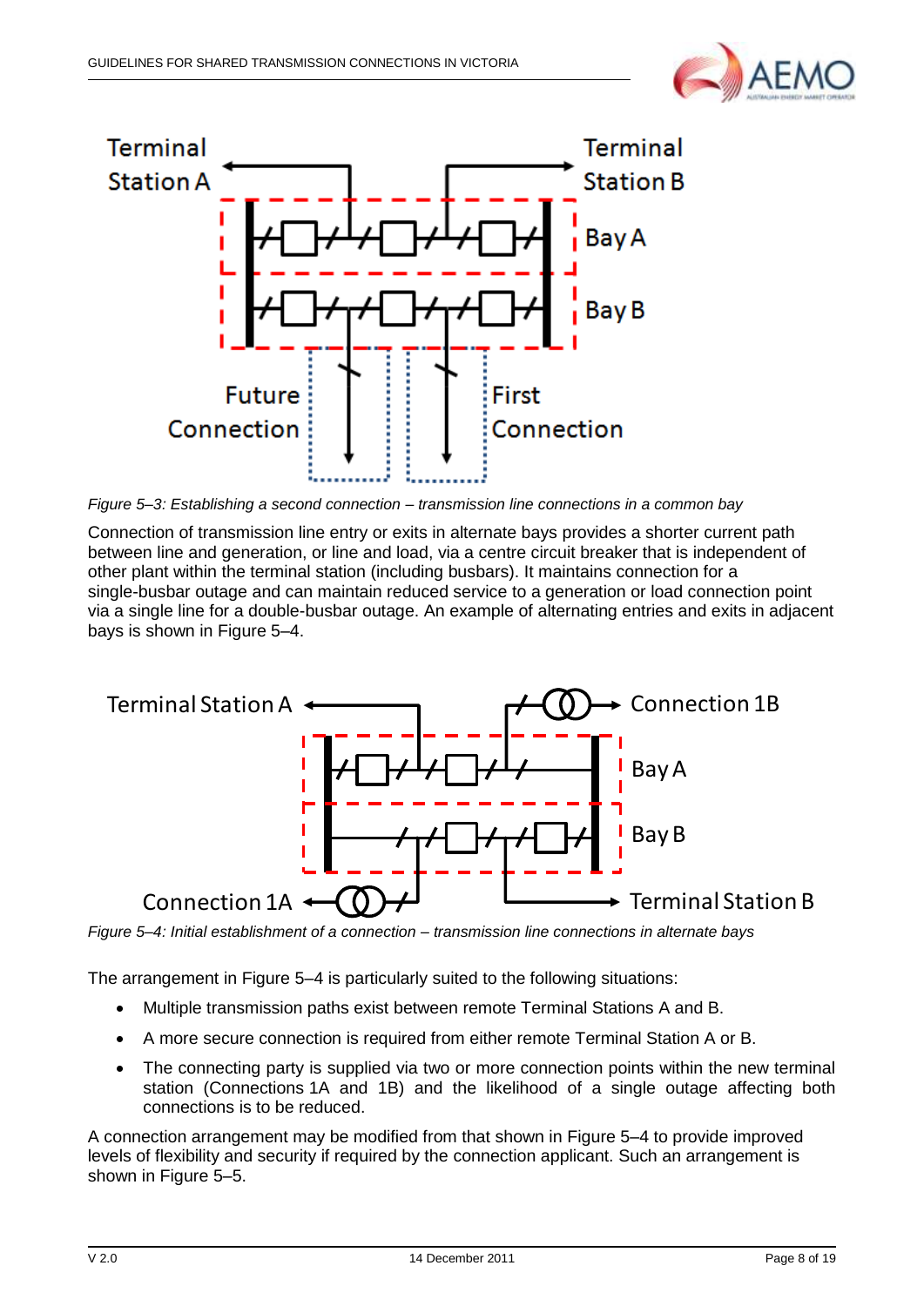*Figure 5–3: Establishing a second connection – transmission line connections in a common bay*

Connection of transmission line entry or exits in alternate bays provides a shorter current path between line and generation, or line and load, via a centre circuit breaker that is independent of other plant within the terminal station (including busbars). It maintains connection for a single-busbar outage and can maintain reduced service to a generation or load connection point via a single line for a double-busbar outage. An example of alternating entries and exits in adjacent bays is shown in Figure 5–4.

*Figure 5–4: Initial establishment of a connection – transmission line connections in alternate bays*

The arrangement in Figure 5–4 is particularly suited to the following situations:

- Multiple transmission paths exist between remote Terminal Stations A and B.
- A more secure connection is required from either remote Terminal Station A or B.
- The connecting party is supplied via two or more connection points within the new terminal station (Connections 1A and 1B) and the likelihood of a single outage affecting both connections is to be reduced.

A connection arrangement may be modified from that shown in Figure 5–4 to provide improved levels of flexibility and security if required by the connection applicant. Such an arrangement is shown in Figure 5–5.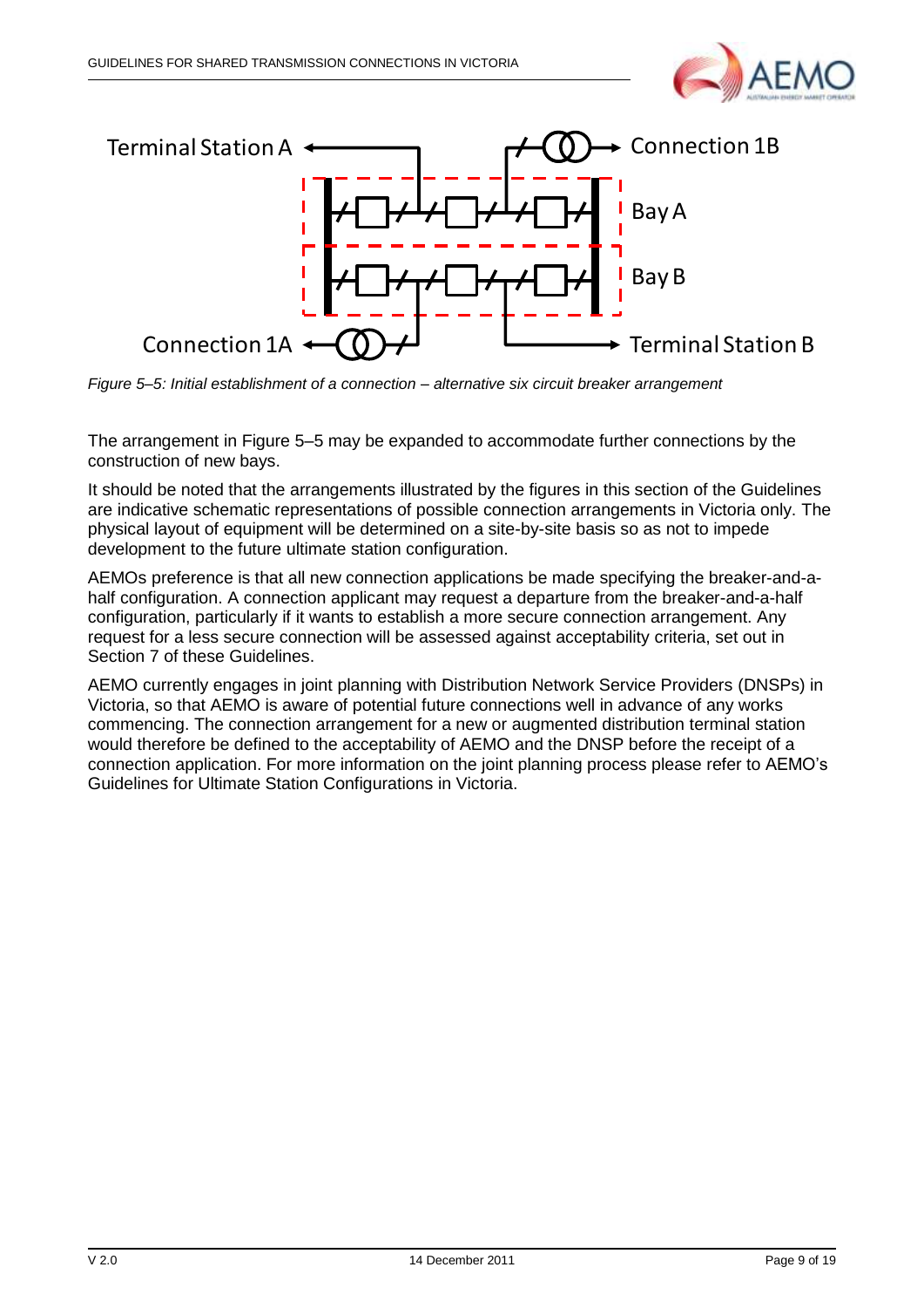*Figure 5–5: Initial establishment of a connection – alternative six circuit breaker arrangement*

The arrangement in Figure 5–5 may be expanded to accommodate further connections by the construction of new bays.

It should be noted that the arrangements illustrated by the figures in this section of the Guidelines are indicative schematic representations of possible connection arrangements in Victoria only. The physical layout of equipment will be determined on a site-by-site basis so as not to impede development to the future ultimate station configuration.

AEMOs preference is that all new connection applications be made specifying the breaker-and-a-half configuration. A connection applicant may request a departure from the breaker-and-a-half configuration, particularly if it wants to establish a more secure connection arrangement. Any request for a less secure connection will be assessed against acceptability criteria, set out in Section 7 of these Guidelines.

AEMO currently engages in joint planning with Distribution Network Service Providers (DNSPs) in Victoria, so that AEMO is aware of potential future connections well in advance of any works commencing. The connection arrangement for a new or augmented distribution terminal station would therefore be defined to the acceptability of AEMO and the DNSP before the receipt of a connection application. For more information on the joint planning process please refer to AEMO's Guidelines for Ultimate Station Configurations in Victoria.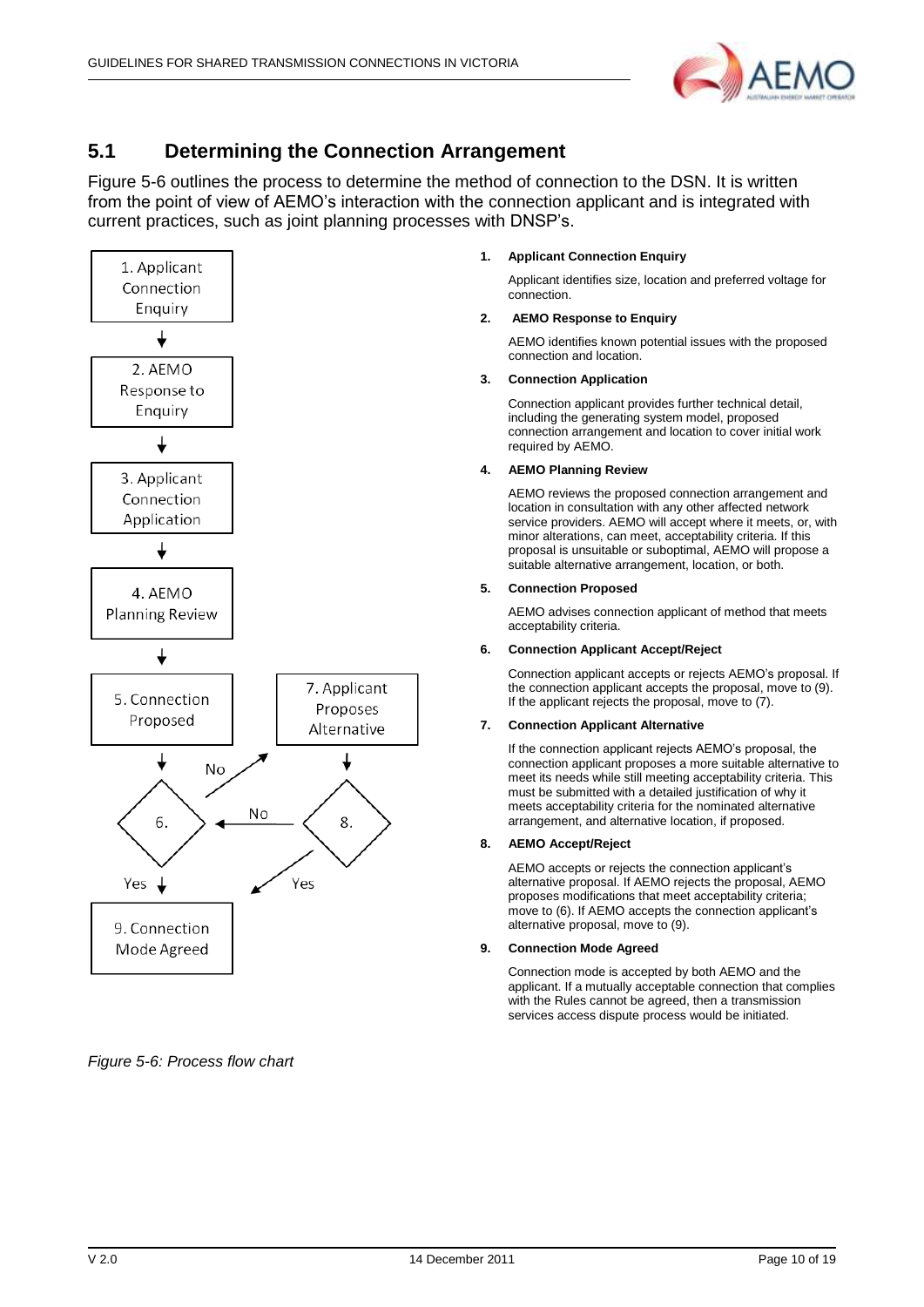## 5.1 Determining the Connection Arrangement

Figure 5-6 outlines the process to determine the method of connection to the DSN. It is written from the point of view of AEMO's interaction with the connection applicant and is integrated with current practices, such as joint planning processes with DNSP's.

1. Applicant Connection Enquiry
2. AEMO Response to Enquiry
3. Applicant Connection Application
4. AEMO Planning Review
5. Connection Proposed
6.
7. Applicant Proposes Alternative
8.
9. Connection Mode Agreed

No / No / Yes / Yes

*Figure 5-6: Process flow chart*

1. **Applicant Connection Enquiry**

   Applicant identifies size, location and preferred voltage for connection.

2. **AEMO Response to Enquiry**

   AEMO identifies known potential issues with the proposed connection and location.

3. **Connection Application**

   Connection applicant provides further technical detail, including the generating system model, proposed connection arrangement and location to cover initial work required by AEMO.

4. **AEMO Planning Review**

   AEMO reviews the proposed connection arrangement and location in consultation with any other affected network service providers. AEMO will accept where it meets, or, with minor alterations, can meet, acceptability criteria. If this proposal is unsuitable or suboptimal, AEMO will propose a suitable alternative arrangement, location, or both.

5. **Connection Proposed**

   AEMO advises connection applicant of method that meets acceptability criteria.

6. **Connection Applicant Accept/Reject**

   Connection applicant accepts or rejects AEMO's proposal. If the connection applicant accepts the proposal, move to (9). If the applicant rejects the proposal, move to (7).

7. **Connection Applicant Alternative**

   If the connection applicant rejects AEMO's proposal, the connection applicant proposes a more suitable alternative to meet its needs while still meeting acceptability criteria. This must be submitted with a detailed justification of why it meets acceptability criteria for the nominated alternative arrangement, and alternative location, if proposed.

8. **AEMO Accept/Reject**

   AEMO accepts or rejects the connection applicant's alternative proposal. If AEMO rejects the proposal, AEMO proposes modifications that meet acceptability criteria; move to (6). If AEMO accepts the connection applicant's alternative proposal, move to (9).

9. **Connection Mode Agreed**

   Connection mode is accepted by both AEMO and the applicant. If a mutually acceptable connection that complies with the Rules cannot be agreed, then a transmission services access dispute process would be initiated.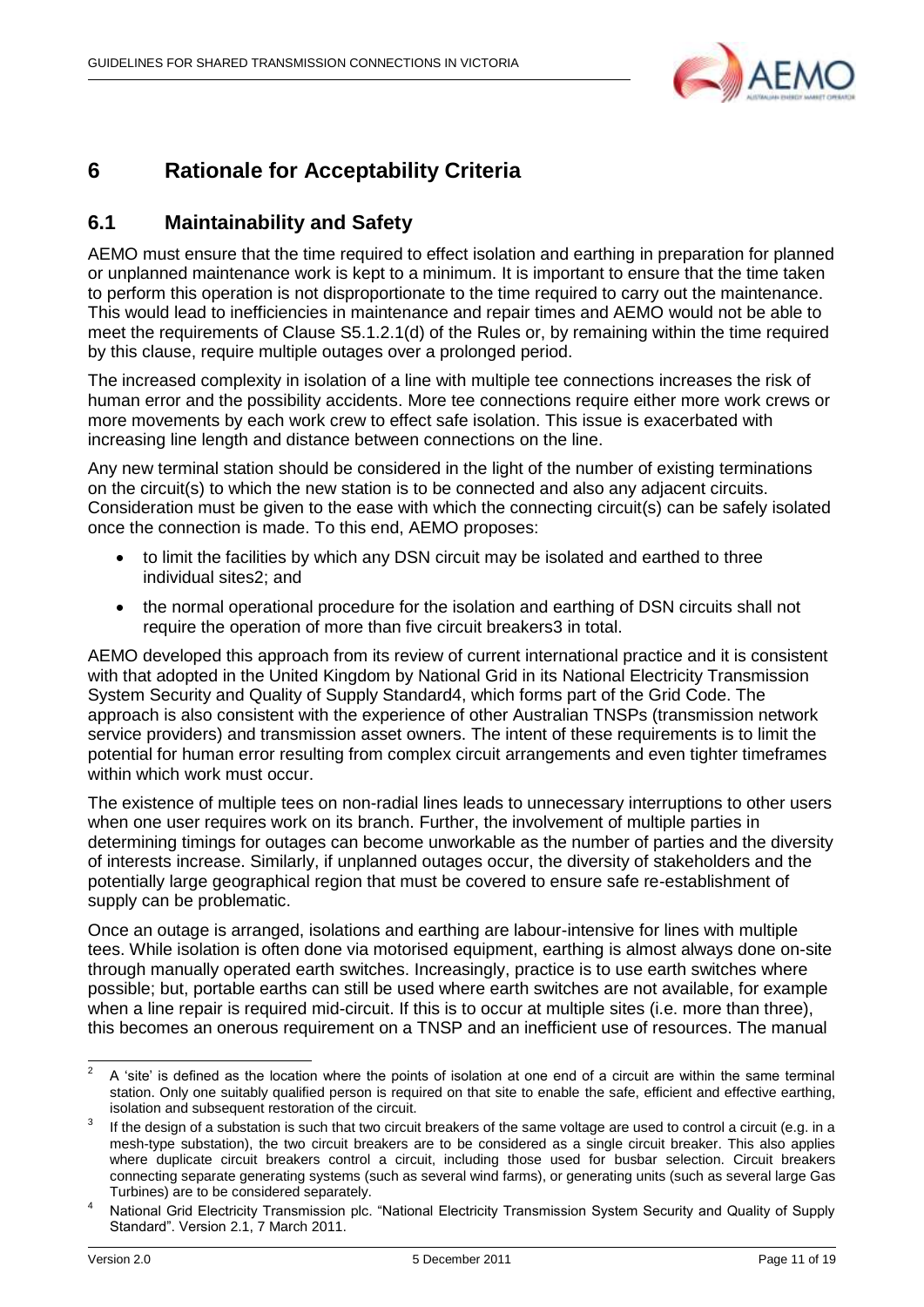# 6 Rationale for Acceptability Criteria

## 6.1 Maintainability and Safety

AEMO must ensure that the time required to effect isolation and earthing in preparation for planned or unplanned maintenance work is kept to a minimum. It is important to ensure that the time taken to perform this operation is not disproportionate to the time required to carry out the maintenance. This would lead to inefficiencies in maintenance and repair times and AEMO would not be able to meet the requirements of Clause S5.1.2.1(d) of the Rules or, by remaining within the time required by this clause, require multiple outages over a prolonged period.

The increased complexity in isolation of a line with multiple tee connections increases the risk of human error and the possibility accidents. More tee connections require either more work crews or more movements by each work crew to effect safe isolation. This issue is exacerbated with increasing line length and distance between connections on the line.

Any new terminal station should be considered in the light of the number of existing terminations on the circuit(s) to which the new station is to be connected and also any adjacent circuits. Consideration must be given to the ease with which the connecting circuit(s) can be safely isolated once the connection is made. To this end, AEMO proposes:

- to limit the facilities by which any DSN circuit may be isolated and earthed to three individual sites[2]; and
- the normal operational procedure for the isolation and earthing of DSN circuits shall not require the operation of more than five circuit breakers[3] in total.

AEMO developed this approach from its review of current international practice and it is consistent with that adopted in the United Kingdom by National Grid in its National Electricity Transmission System Security and Quality of Supply Standard[4], which forms part of the Grid Code. The approach is also consistent with the experience of other Australian TNSPs (transmission network service providers) and transmission asset owners. The intent of these requirements is to limit the potential for human error resulting from complex circuit arrangements and even tighter timeframes within which work must occur.

The existence of multiple tees on non-radial lines leads to unnecessary interruptions to other users when one user requires work on its branch. Further, the involvement of multiple parties in determining timings for outages can become unworkable as the number of parties and the diversity of interests increase. Similarly, if unplanned outages occur, the diversity of stakeholders and the potentially large geographical region that must be covered to ensure safe re-establishment of supply can be problematic.

Once an outage is arranged, isolations and earthing are labour-intensive for lines with multiple tees. While isolation is often done via motorised equipment, earthing is almost always done on-site through manually operated earth switches. Increasingly, practice is to use earth switches where possible; but, portable earths can still be used where earth switches are not available, for example when a line repair is required mid-circuit. If this is to occur at multiple sites (i.e. more than three), this becomes an onerous requirement on a TNSP and an inefficient use of resources. The manual

---

[2] A 'site' is defined as the location where the points of isolation at one end of a circuit are within the same terminal station. Only one suitably qualified person is required on that site to enable the safe, efficient and effective earthing, isolation and subsequent restoration of the circuit.

[3] If the design of a substation is such that two circuit breakers of the same voltage are used to control a circuit (e.g. in a mesh-type substation), the two circuit breakers are to be considered as a single circuit breaker. This also applies where duplicate circuit breakers control a circuit, including those used for busbar selection. Circuit breakers connecting separate generating systems (such as several wind farms), or generating units (such as several large Gas Turbines) are to be considered separately.

[4] National Grid Electricity Transmission plc. "National Electricity Transmission System Security and Quality of Supply Standard". Version 2.1, 7 March 2011.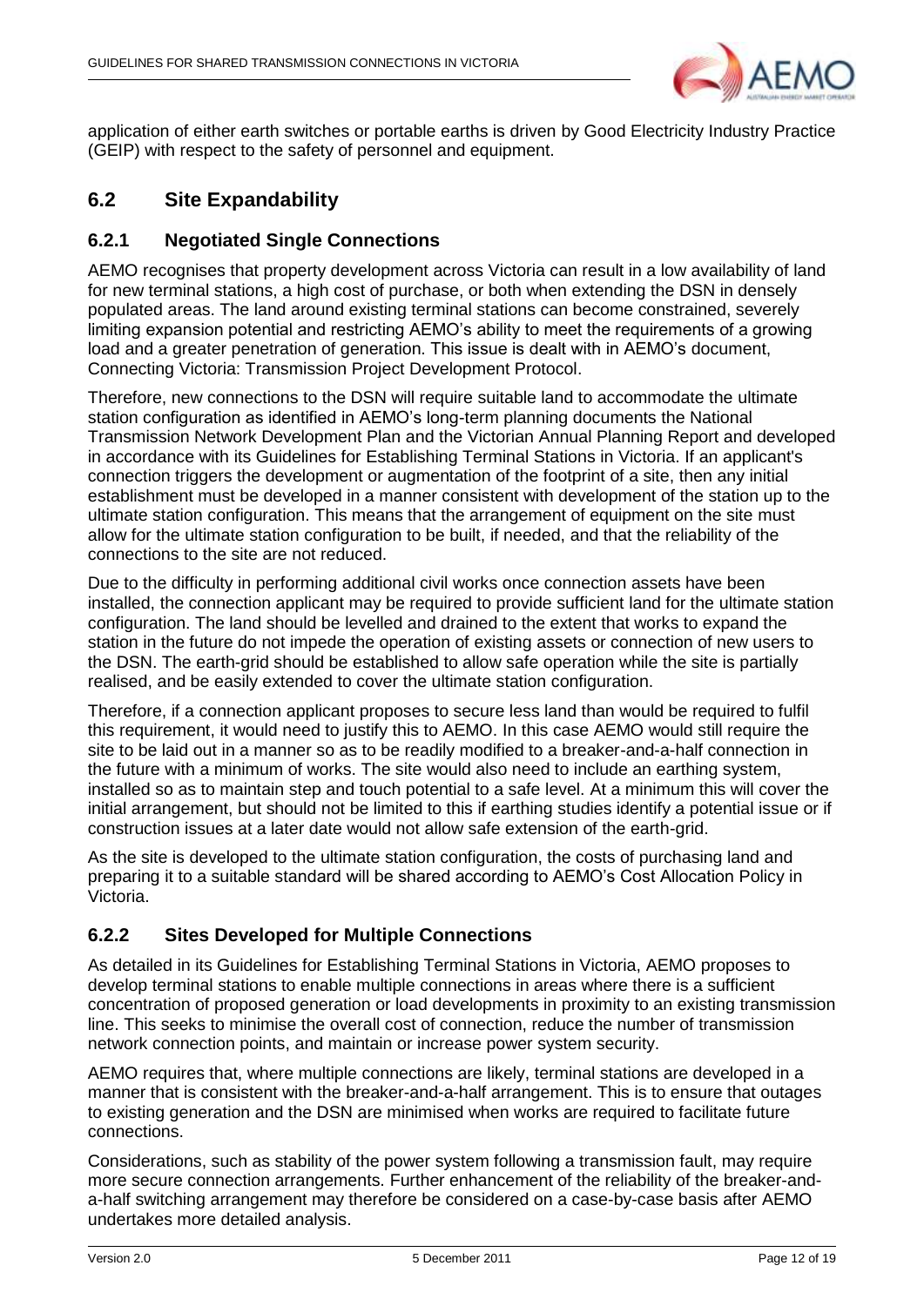application of either earth switches or portable earths is driven by Good Electricity Industry Practice (GEIP) with respect to the safety of personnel and equipment.

## 6.2 Site Expandability

### 6.2.1 Negotiated Single Connections

AEMO recognises that property development across Victoria can result in a low availability of land for new terminal stations, a high cost of purchase, or both when extending the DSN in densely populated areas. The land around existing terminal stations can become constrained, severely limiting expansion potential and restricting AEMO's ability to meet the requirements of a growing load and a greater penetration of generation. This issue is dealt with in AEMO's document, Connecting Victoria: Transmission Project Development Protocol.

Therefore, new connections to the DSN will require suitable land to accommodate the ultimate station configuration as identified in AEMO's long-term planning documents the National Transmission Network Development Plan and the Victorian Annual Planning Report and developed in accordance with its Guidelines for Establishing Terminal Stations in Victoria. If an applicant's connection triggers the development or augmentation of the footprint of a site, then any initial establishment must be developed in a manner consistent with development of the station up to the ultimate station configuration. This means that the arrangement of equipment on the site must allow for the ultimate station configuration to be built, if needed, and that the reliability of the connections to the site are not reduced.

Due to the difficulty in performing additional civil works once connection assets have been installed, the connection applicant may be required to provide sufficient land for the ultimate station configuration. The land should be levelled and drained to the extent that works to expand the station in the future do not impede the operation of existing assets or connection of new users to the DSN. The earth-grid should be established to allow safe operation while the site is partially realised, and be easily extended to cover the ultimate station configuration.

Therefore, if a connection applicant proposes to secure less land than would be required to fulfil this requirement, it would need to justify this to AEMO. In this case AEMO would still require the site to be laid out in a manner so as to be readily modified to a breaker-and-a-half connection in the future with a minimum of works. The site would also need to include an earthing system, installed so as to maintain step and touch potential to a safe level. At a minimum this will cover the initial arrangement, but should not be limited to this if earthing studies identify a potential issue or if construction issues at a later date would not allow safe extension of the earth-grid.

As the site is developed to the ultimate station configuration, the costs of purchasing land and preparing it to a suitable standard will be shared according to AEMO's Cost Allocation Policy in Victoria.

### 6.2.2 Sites Developed for Multiple Connections

As detailed in its Guidelines for Establishing Terminal Stations in Victoria, AEMO proposes to develop terminal stations to enable multiple connections in areas where there is a sufficient concentration of proposed generation or load developments in proximity to an existing transmission line. This seeks to minimise the overall cost of connection, reduce the number of transmission network connection points, and maintain or increase power system security.

AEMO requires that, where multiple connections are likely, terminal stations are developed in a manner that is consistent with the breaker-and-a-half arrangement. This is to ensure that outages to existing generation and the DSN are minimised when works are required to facilitate future connections.

Considerations, such as stability of the power system following a transmission fault, may require more secure connection arrangements. Further enhancement of the reliability of the breaker-and-a-half switching arrangement may therefore be considered on a case-by-case basis after AEMO undertakes more detailed analysis.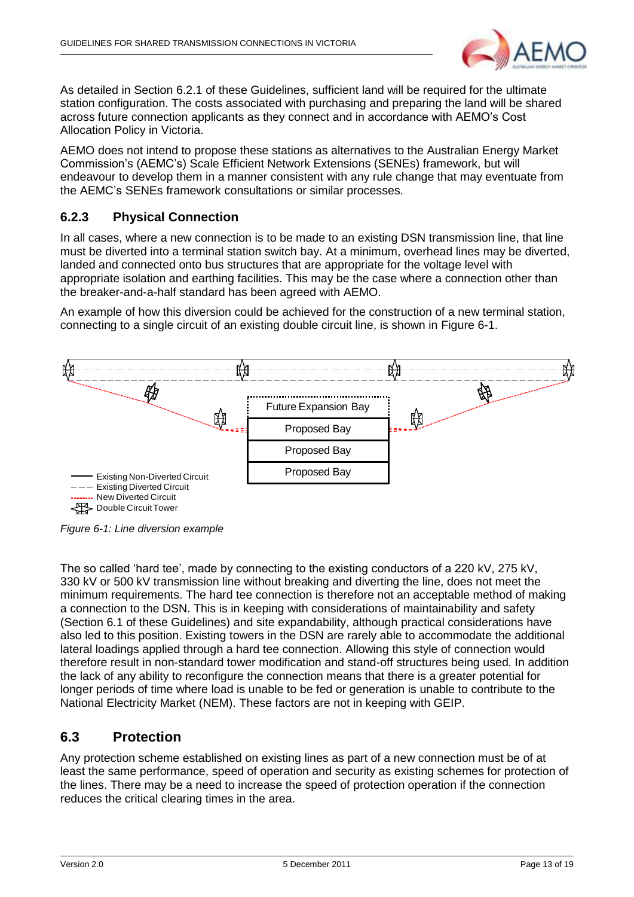As detailed in Section 6.2.1 of these Guidelines, sufficient land will be required for the ultimate station configuration. The costs associated with purchasing and preparing the land will be shared across future connection applicants as they connect and in accordance with AEMO's Cost Allocation Policy in Victoria.

AEMO does not intend to propose these stations as alternatives to the Australian Energy Market Commission's (AEMC's) Scale Efficient Network Extensions (SENEs) framework, but will endeavour to develop them in a manner consistent with any rule change that may eventuate from the AEMC's SENEs framework consultations or similar processes.

### 6.2.3 Physical Connection

In all cases, where a new connection is to be made to an existing DSN transmission line, that line must be diverted into a terminal station switch bay. At a minimum, overhead lines may be diverted, landed and connected onto bus structures that are appropriate for the voltage level with appropriate isolation and earthing facilities. This may be the case where a connection other than the breaker-and-a-half standard has been agreed with AEMO.

An example of how this diversion could be achieved for the construction of a new terminal station, connecting to a single circuit of an existing double circuit line, is shown in Figure 6-1.

*Figure 6-1: Line diversion example*

The so called 'hard tee', made by connecting to the existing conductors of a 220 kV, 275 kV, 330 kV or 500 kV transmission line without breaking and diverting the line, does not meet the minimum requirements. The hard tee connection is therefore not an acceptable method of making a connection to the DSN. This is in keeping with considerations of maintainability and safety (Section 6.1 of these Guidelines) and site expandability, although practical considerations have also led to this position. Existing towers in the DSN are rarely able to accommodate the additional lateral loadings applied through a hard tee connection. Allowing this style of connection would therefore result in non-standard tower modification and stand-off structures being used. In addition the lack of any ability to reconfigure the connection means that there is a greater potential for longer periods of time where load is unable to be fed or generation is unable to contribute to the National Electricity Market (NEM). These factors are not in keeping with GEIP.

## 6.3 Protection

Any protection scheme established on existing lines as part of a new connection must be of at least the same performance, speed of operation and security as existing schemes for protection of the lines. There may be a need to increase the speed of protection operation if the connection reduces the critical clearing times in the area.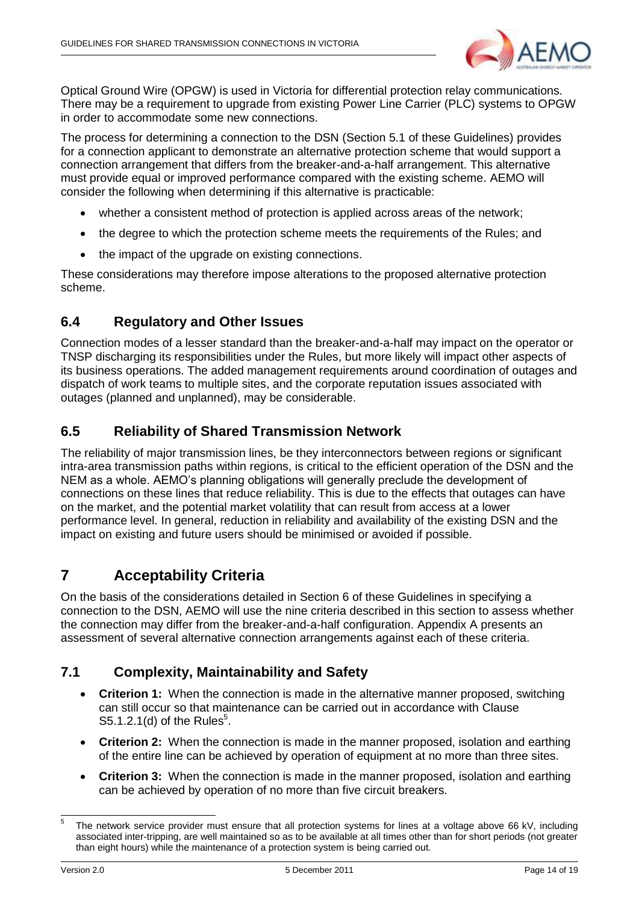Optical Ground Wire (OPGW) is used in Victoria for differential protection relay communications. There may be a requirement to upgrade from existing Power Line Carrier (PLC) systems to OPGW in order to accommodate some new connections.

The process for determining a connection to the DSN (Section 5.1 of these Guidelines) provides for a connection applicant to demonstrate an alternative protection scheme that would support a connection arrangement that differs from the breaker-and-a-half arrangement. This alternative must provide equal or improved performance compared with the existing scheme. AEMO will consider the following when determining if this alternative is practicable:

- whether a consistent method of protection is applied across areas of the network;
- the degree to which the protection scheme meets the requirements of the Rules; and
- the impact of the upgrade on existing connections.

These considerations may therefore impose alterations to the proposed alternative protection scheme.

## 6.4 Regulatory and Other Issues

Connection modes of a lesser standard than the breaker-and-a-half may impact on the operator or TNSP discharging its responsibilities under the Rules, but more likely will impact other aspects of its business operations. The added management requirements around coordination of outages and dispatch of work teams to multiple sites, and the corporate reputation issues associated with outages (planned and unplanned), may be considerable.

## 6.5 Reliability of Shared Transmission Network

The reliability of major transmission lines, be they interconnectors between regions or significant intra-area transmission paths within regions, is critical to the efficient operation of the DSN and the NEM as a whole. AEMO's planning obligations will generally preclude the development of connections on these lines that reduce reliability. This is due to the effects that outages can have on the market, and the potential market volatility that can result from access at a lower performance level. In general, reduction in reliability and availability of the existing DSN and the impact on existing and future users should be minimised or avoided if possible.

# 7 Acceptability Criteria

On the basis of the considerations detailed in Section 6 of these Guidelines in specifying a connection to the DSN, AEMO will use the nine criteria described in this section to assess whether the connection may differ from the breaker-and-a-half configuration. Appendix A presents an assessment of several alternative connection arrangements against each of these criteria.

## 7.1 Complexity, Maintainability and Safety

- **Criterion 1:** When the connection is made in the alternative manner proposed, switching can still occur so that maintenance can be carried out in accordance with Clause S5.1.2.1(d) of the Rules[5].
- **Criterion 2:** When the connection is made in the manner proposed, isolation and earthing of the entire line can be achieved by operation of equipment at no more than three sites.
- **Criterion 3:** When the connection is made in the manner proposed, isolation and earthing can be achieved by operation of no more than five circuit breakers.

---

[5] The network service provider must ensure that all protection systems for lines at a voltage above 66 kV, including associated inter-tripping, are well maintained so as to be available at all times other than for short periods (not greater than eight hours) while the maintenance of a protection system is being carried out.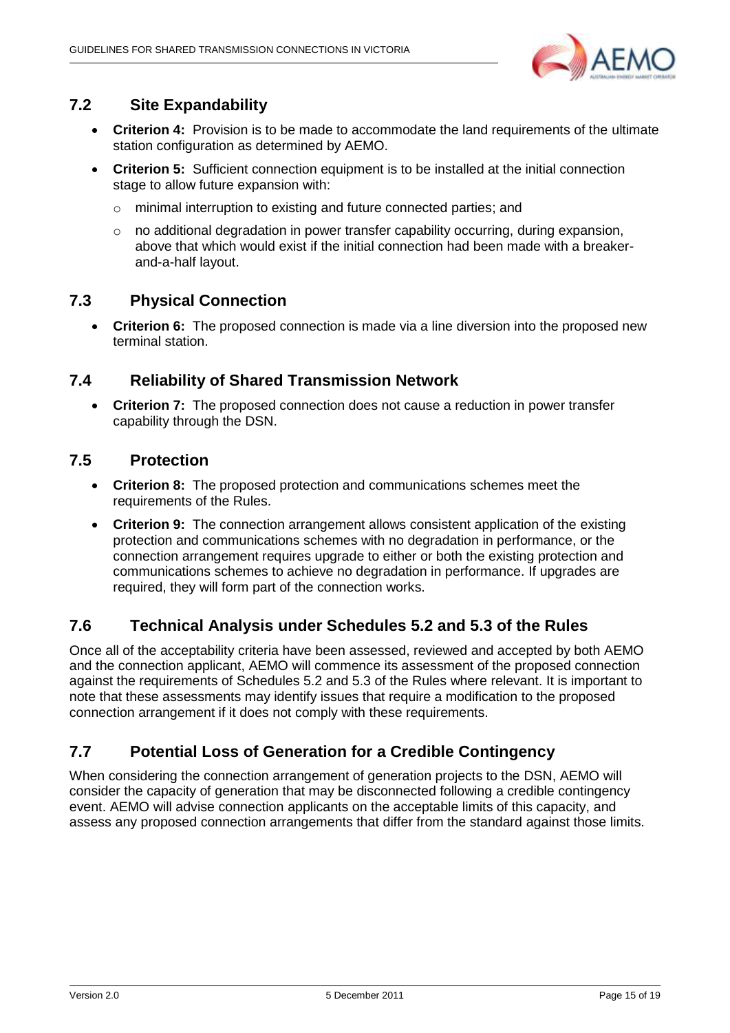## 7.2 Site Expandability

- **Criterion 4:** Provision is to be made to accommodate the land requirements of the ultimate station configuration as determined by AEMO.
- **Criterion 5:** Sufficient connection equipment is to be installed at the initial connection stage to allow future expansion with:
  - minimal interruption to existing and future connected parties; and
  - no additional degradation in power transfer capability occurring, during expansion, above that which would exist if the initial connection had been made with a breaker-and-a-half layout.

## 7.3 Physical Connection

- **Criterion 6:** The proposed connection is made via a line diversion into the proposed new terminal station.

## 7.4 Reliability of Shared Transmission Network

- **Criterion 7:** The proposed connection does not cause a reduction in power transfer capability through the DSN.

## 7.5 Protection

- **Criterion 8:** The proposed protection and communications schemes meet the requirements of the Rules.
- **Criterion 9:** The connection arrangement allows consistent application of the existing protection and communications schemes with no degradation in performance, or the connection arrangement requires upgrade to either or both the existing protection and communications schemes to achieve no degradation in performance. If upgrades are required, they will form part of the connection works.

## 7.6 Technical Analysis under Schedules 5.2 and 5.3 of the Rules

Once all of the acceptability criteria have been assessed, reviewed and accepted by both AEMO and the connection applicant, AEMO will commence its assessment of the proposed connection against the requirements of Schedules 5.2 and 5.3 of the Rules where relevant. It is important to note that these assessments may identify issues that require a modification to the proposed connection arrangement if it does not comply with these requirements.

## 7.7 Potential Loss of Generation for a Credible Contingency

When considering the connection arrangement of generation projects to the DSN, AEMO will consider the capacity of generation that may be disconnected following a credible contingency event. AEMO will advise connection applicants on the acceptable limits of this capacity, and assess any proposed connection arrangements that differ from the standard against those limits.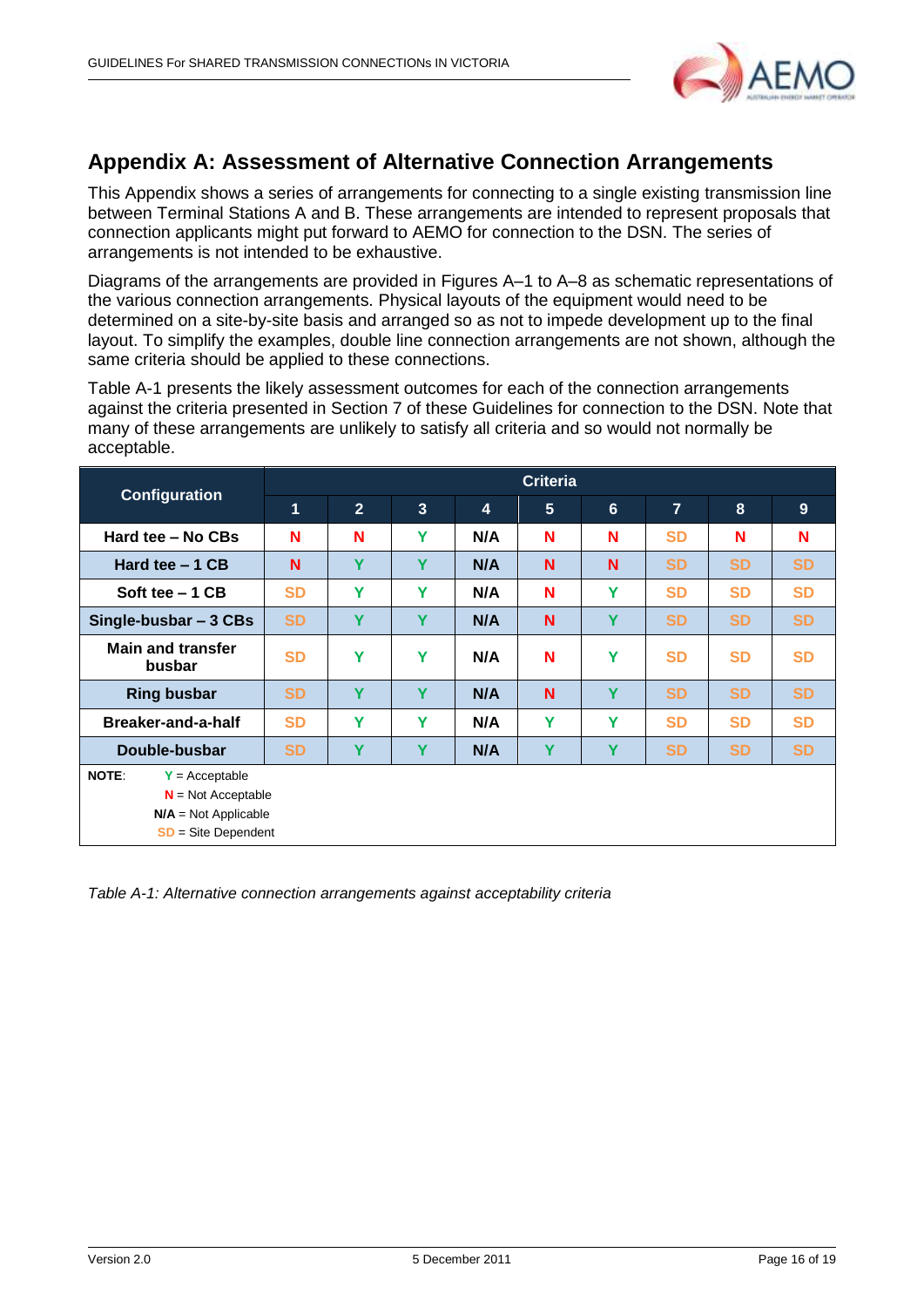## Appendix A: Assessment of Alternative Connection Arrangements

This Appendix shows a series of arrangements for connecting to a single existing transmission line between Terminal Stations A and B. These arrangements are intended to represent proposals that connection applicants might put forward to AEMO for connection to the DSN. The series of arrangements is not intended to be exhaustive.

Diagrams of the arrangements are provided in Figures A–1 to A–8 as schematic representations of the various connection arrangements. Physical layouts of the equipment would need to be determined on a site-by-site basis and arranged so as not to impede development up to the final layout. To simplify the examples, double line connection arrangements are not shown, although the same criteria should be applied to these connections.

Table A-1 presents the likely assessment outcomes for each of the connection arrangements against the criteria presented in Section 7 of these Guidelines for connection to the DSN. Note that many of these arrangements are unlikely to satisfy all criteria and so would not normally be acceptable.

| Configuration | Criteria | | | | | | | | |
|---|---|---|---|---|---|---|---|---|---|
| | 1 | 2 | 3 | 4 | 5 | 6 | 7 | 8 | 9 |
| Hard tee – No CBs | N | N | Y | N/A | N | N | SD | N | N |
| Hard tee – 1 CB | N | Y | Y | N/A | N | N | SD | SD | SD |
| Soft tee – 1 CB | SD | Y | Y | N/A | N | Y | SD | SD | SD |
| Single-busbar – 3 CBs | SD | Y | Y | N/A | N | Y | SD | SD | SD |
| Main and transfer busbar | SD | Y | Y | N/A | N | Y | SD | SD | SD |
| Ring busbar | SD | Y | Y | N/A | N | Y | SD | SD | SD |
| Breaker-and-a-half | SD | Y | Y | N/A | Y | Y | SD | SD | SD |
| Double-busbar | SD | Y | Y | N/A | Y | Y | SD | SD | SD |

**NOTE**: Y = Acceptable
N = Not Acceptable
**N/A** = Not Applicable
SD = Site Dependent

*Table A-1: Alternative connection arrangements against acceptability criteria*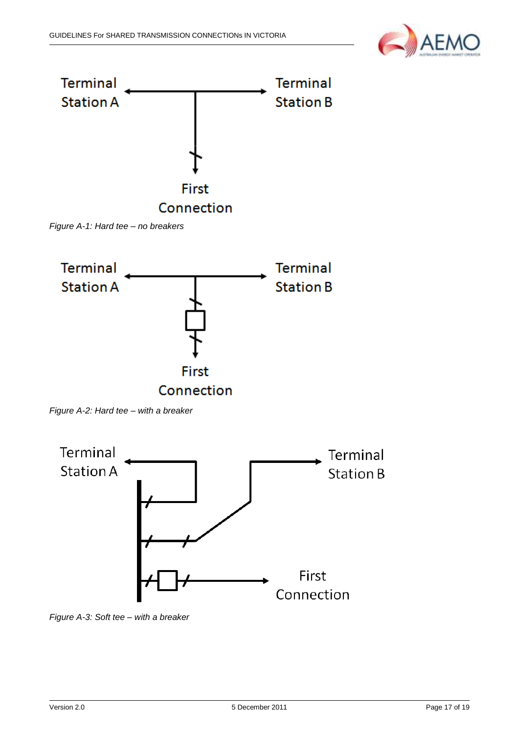Terminal Station A

Terminal Station B

First Connection

*Figure A-1: Hard tee – no breakers*

Terminal Station A

Terminal Station B

First Connection

*Figure A-2: Hard tee – with a breaker*

Terminal Station A

Terminal Station B

First Connection

*Figure A-3: Soft tee – with a breaker*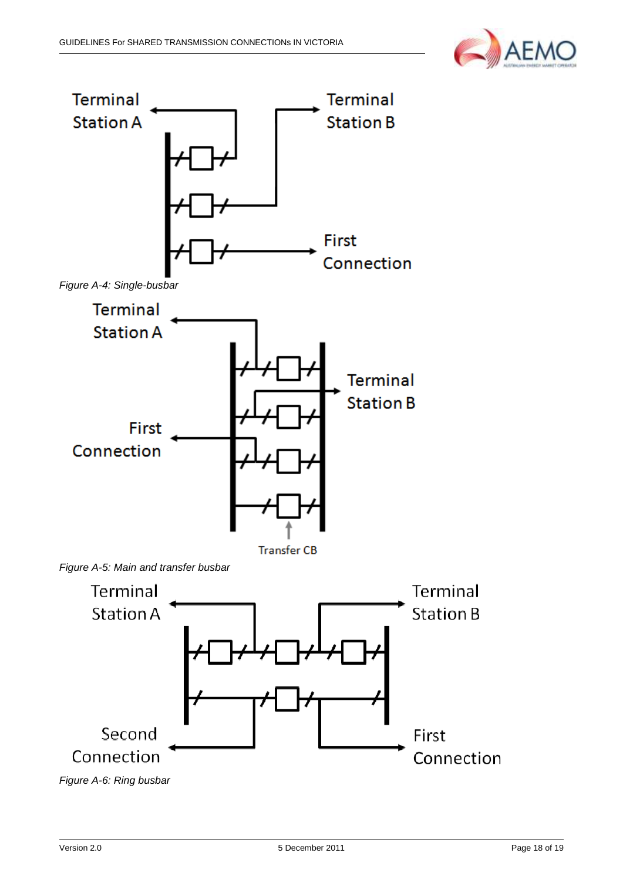Terminal Station A

Terminal Station B

First Connection

*Figure A-4: Single-busbar*

Terminal Station A

Terminal Station B

First Connection

Transfer CB

*Figure A-5: Main and transfer busbar*

Terminal Station A

Terminal Station B

Second Connection

First Connection

*Figure A-6: Ring busbar*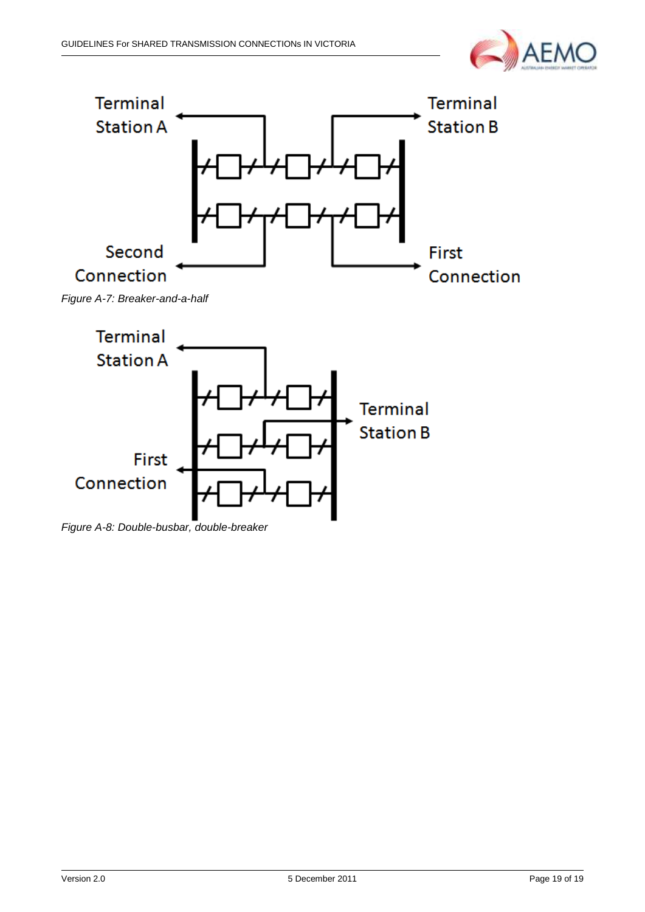Terminal Station A

Terminal Station B

Second Connection

First Connection

*Figure A-7: Breaker-and-a-half*

Terminal Station A

Terminal Station B

First Connection

*Figure A-8: Double-busbar, double-breaker*